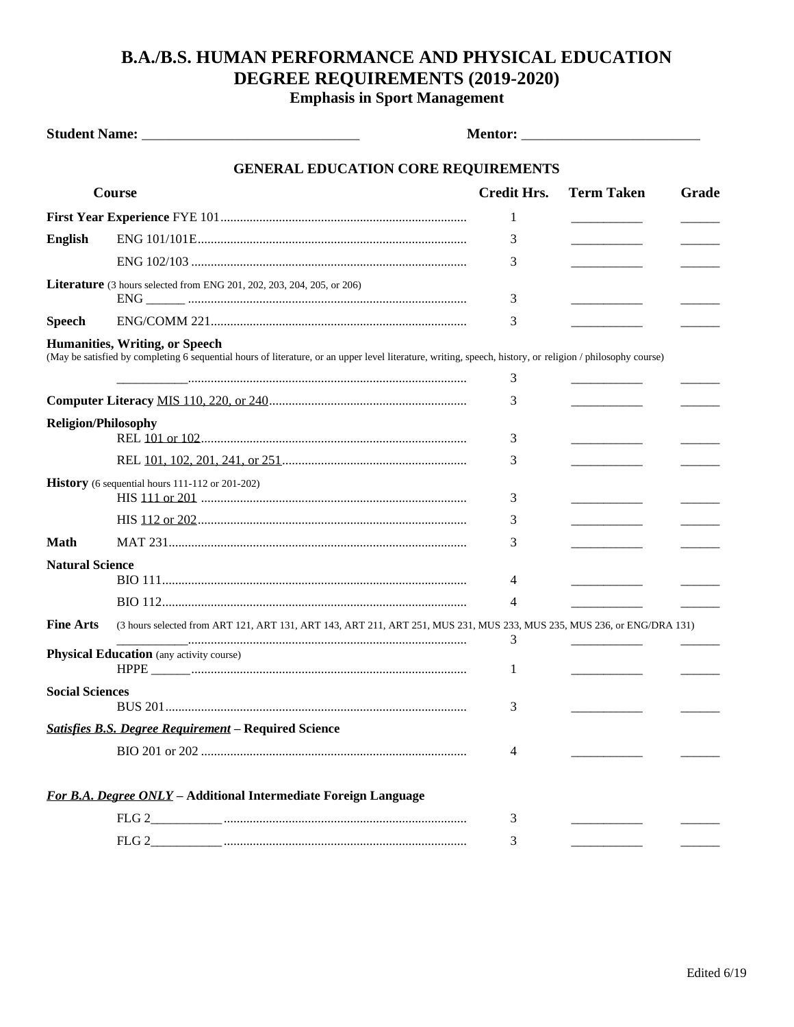# B.A./B.S. HUMAN PERFORMANCE AND PHYSICAL EDUCATION DEGREE REQUIREMENTS (2019-2020)

### Emphasis in Sport Management

**Student Name:** ______________________________ **Mentor:** _________________________

## GENERAL EDUCATION CORE REQUIREMENTS

| Course | | Credit Hrs. | Term Taken | Grade |
|---|---|---|---|---|
| **First Year Experience** FYE 101 | | 1 | __________ | _____ |
| **English** | ENG 101/101E | 3 | __________ | _____ |
| | ENG 102/103 | 3 | __________ | _____ |
| **Literature** (3 hours selected from ENG 201, 202, 203, 204, 205, or 206) | ENG ______ | 3 | __________ | _____ |
| **Speech** | ENG/COMM 221 | 3 | __________ | _____ |
| **Humanities, Writing, or Speech** (May be satisfied by completing 6 sequential hours of literature, or an upper level literature, writing, speech, history, or religion / philosophy course) | ___________ | 3 | __________ | _____ |
| **Computer Literacy** MIS 110, 220, or 240 | | 3 | __________ | _____ |
| **Religion/Philosophy** | REL 101 or 102 | 3 | __________ | _____ |
| | REL 101, 102, 201, 241, or 251 | 3 | __________ | _____ |
| **History** (6 sequential hours 111-112 or 201-202) | HIS 111 or 201 | 3 | __________ | _____ |
| | HIS 112 or 202 | 3 | __________ | _____ |
| **Math** | MAT 231 | 3 | __________ | _____ |
| **Natural Science** | BIO 111 | 4 | __________ | _____ |
| | BIO 112 | 4 | __________ | _____ |
| **Fine Arts** (3 hours selected from ART 121, ART 131, ART 143, ART 211, ART 251, MUS 231, MUS 233, MUS 235, MUS 236, or ENG/DRA 131) | ___________ | 3 | __________ | _____ |
| **Physical Education** (any activity course) | HPPE ______ | 1 | __________ | _____ |
| **Social Sciences** | BUS 201 | 3 | __________ | _____ |
| ***Satisfies B.S. Degree Requirement*** **– Required Science** | BIO 201 or 202 | 4 | __________ | _____ |
| ***For B.A. Degree ONLY*** **– Additional Intermediate Foreign Language** | FLG 2__________ | 3 | __________ | _____ |
| | FLG 2__________ | 3 | __________ | _____ |

Edited 6/19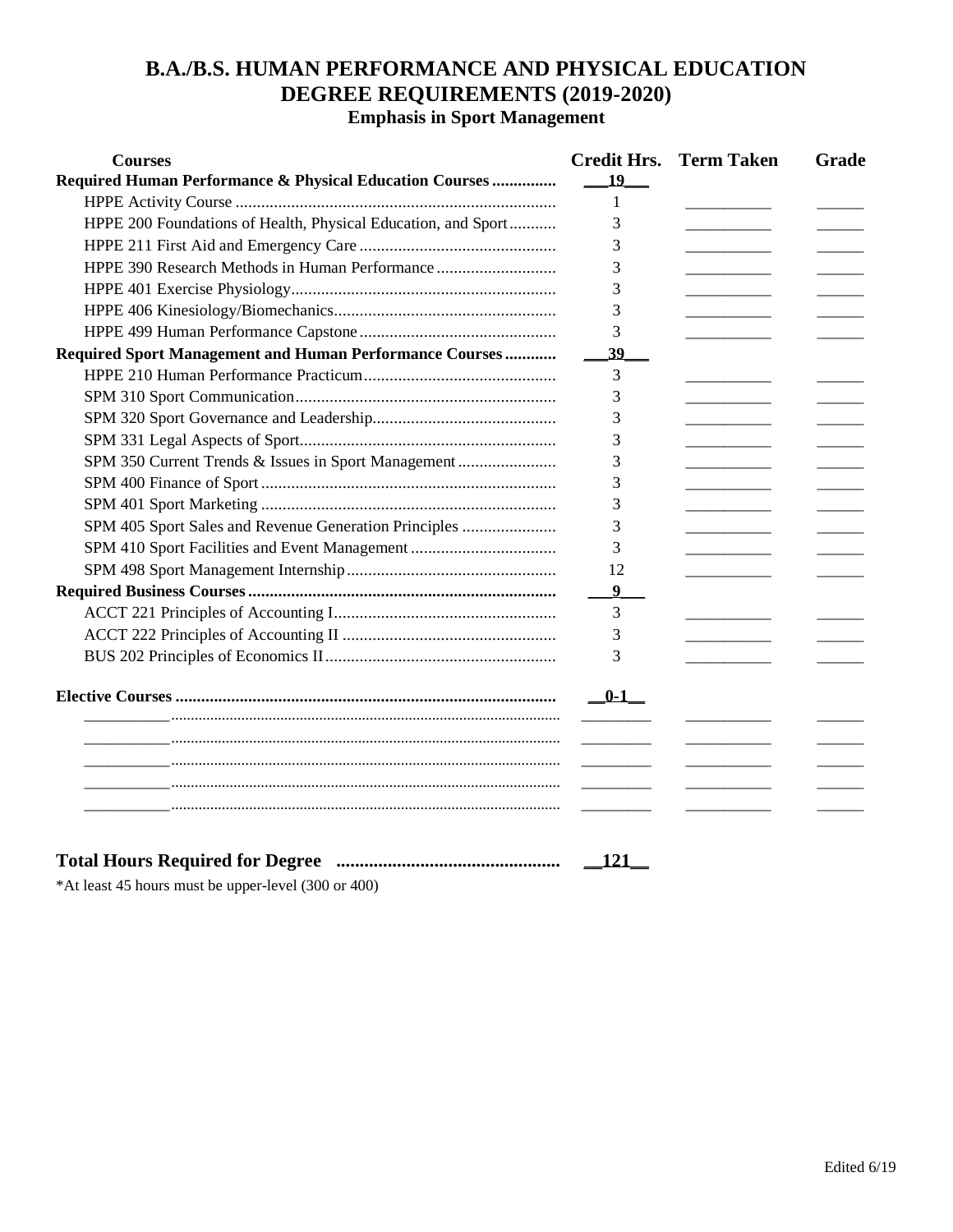# B.A./B.S. HUMAN PERFORMANCE AND PHYSICAL EDUCATION DEGREE REQUIREMENTS (2019-2020)

### Emphasis in Sport Management

| Courses | Credit Hrs. | Term Taken | Grade |
|---|---|---|---|
| **Required Human Performance & Physical Education Courses** | **19** | | |
| HPPE Activity Course | 1 | ______ | ______ |
| HPPE 200 Foundations of Health, Physical Education, and Sport | 3 | ______ | ______ |
| HPPE 211 First Aid and Emergency Care | 3 | ______ | ______ |
| HPPE 390 Research Methods in Human Performance | 3 | ______ | ______ |
| HPPE 401 Exercise Physiology | 3 | ______ | ______ |
| HPPE 406 Kinesiology/Biomechanics | 3 | ______ | ______ |
| HPPE 499 Human Performance Capstone | 3 | ______ | ______ |
| **Required Sport Management and Human Performance Courses** | **39** | | |
| HPPE 210 Human Performance Practicum | 3 | ______ | ______ |
| SPM 310 Sport Communication | 3 | ______ | ______ |
| SPM 320 Sport Governance and Leadership | 3 | ______ | ______ |
| SPM 331 Legal Aspects of Sport | 3 | ______ | ______ |
| SPM 350 Current Trends & Issues in Sport Management | 3 | ______ | ______ |
| SPM 400 Finance of Sport | 3 | ______ | ______ |
| SPM 401 Sport Marketing | 3 | ______ | ______ |
| SPM 405 Sport Sales and Revenue Generation Principles | 3 | ______ | ______ |
| SPM 410 Sport Facilities and Event Management | 3 | ______ | ______ |
| SPM 498 Sport Management Internship | 12 | ______ | ______ |
| **Required Business Courses** | **9** | | |
| ACCT 221 Principles of Accounting I | 3 | ______ | ______ |
| ACCT 222 Principles of Accounting II | 3 | ______ | ______ |
| BUS 202 Principles of Economics II | 3 | ______ | ______ |
| **Elective Courses** | **0-1** | | |
| ______ | ______ | ______ | ______ |
| ______ | ______ | ______ | ______ |
| ______ | ______ | ______ | ______ |
| ______ | ______ | ______ | ______ |
| ______ | ______ | ______ | ______ |
| **Total Hours Required for Degree** | **121** | | |

*At least 45 hours must be upper-level (300 or 400)

Edited 6/19